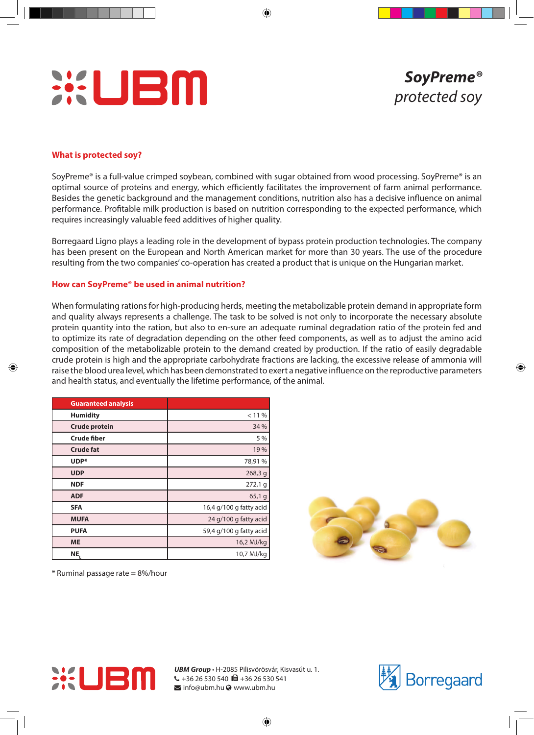# UBM

**_SoyPreme®_**
*protected soy*

## What is protected soy?

SoyPreme® is a full-value crimped soybean, combined with sugar obtained from wood processing. SoyPreme® is an optimal source of proteins and energy, which efficiently facilitates the improvement of farm animal performance. Besides the genetic background and the management conditions, nutrition also has a decisive influence on animal performance. Profitable milk production is based on nutrition corresponding to the expected performance, which requires increasingly valuable feed additives of higher quality.

Borregaard Ligno plays a leading role in the development of bypass protein production technologies. The company has been present on the European and North American market for more than 30 years. The use of the procedure resulting from the two companies' co-operation has created a product that is unique on the Hungarian market.

## How can SoyPreme® be used in animal nutrition?

When formulating rations for high-producing herds, meeting the metabolizable protein demand in appropriate form and quality always represents a challenge. The task to be solved is not only to incorporate the necessary absolute protein quantity into the ration, but also to en-sure an adequate ruminal degradation ratio of the protein fed and to optimize its rate of degradation depending on the other feed components, as well as to adjust the amino acid composition of the metabolizable protein to the demand created by production. If the ratio of easily degradable crude protein is high and the appropriate carbohydrate fractions are lacking, the excessive release of ammonia will raise the blood urea level, which has been demonstrated to exert a negative influence on the reproductive parameters and health status, and eventually the lifetime performance, of the animal.

| Guaranteed analysis | |
|---|---|
| Humidity | < 11 % |
| Crude protein | 34 % |
| Crude fiber | 5 % |
| Crude fat | 19 % |
| UDP* | 78,91 % |
| UDP | 268,3 g |
| NDF | 272,1 g |
| ADF | 65,1 g |
| SFA | 16,4 g/100 g fatty acid |
| MUFA | 24 g/100 g fatty acid |
| PUFA | 59,4 g/100 g fatty acid |
| ME | 16,2 MJ/kg |
| $NE_L$ | 10,7 MJ/kg |

\* Ruminal passage rate = 8%/hour

UBM

***UBM Group*** • H-2085 Pilisvörösvár, Kisvasút u. 1.
+36 26 530 540 +36 26 530 541
info@ubm.hu www.ubm.hu

Borregaard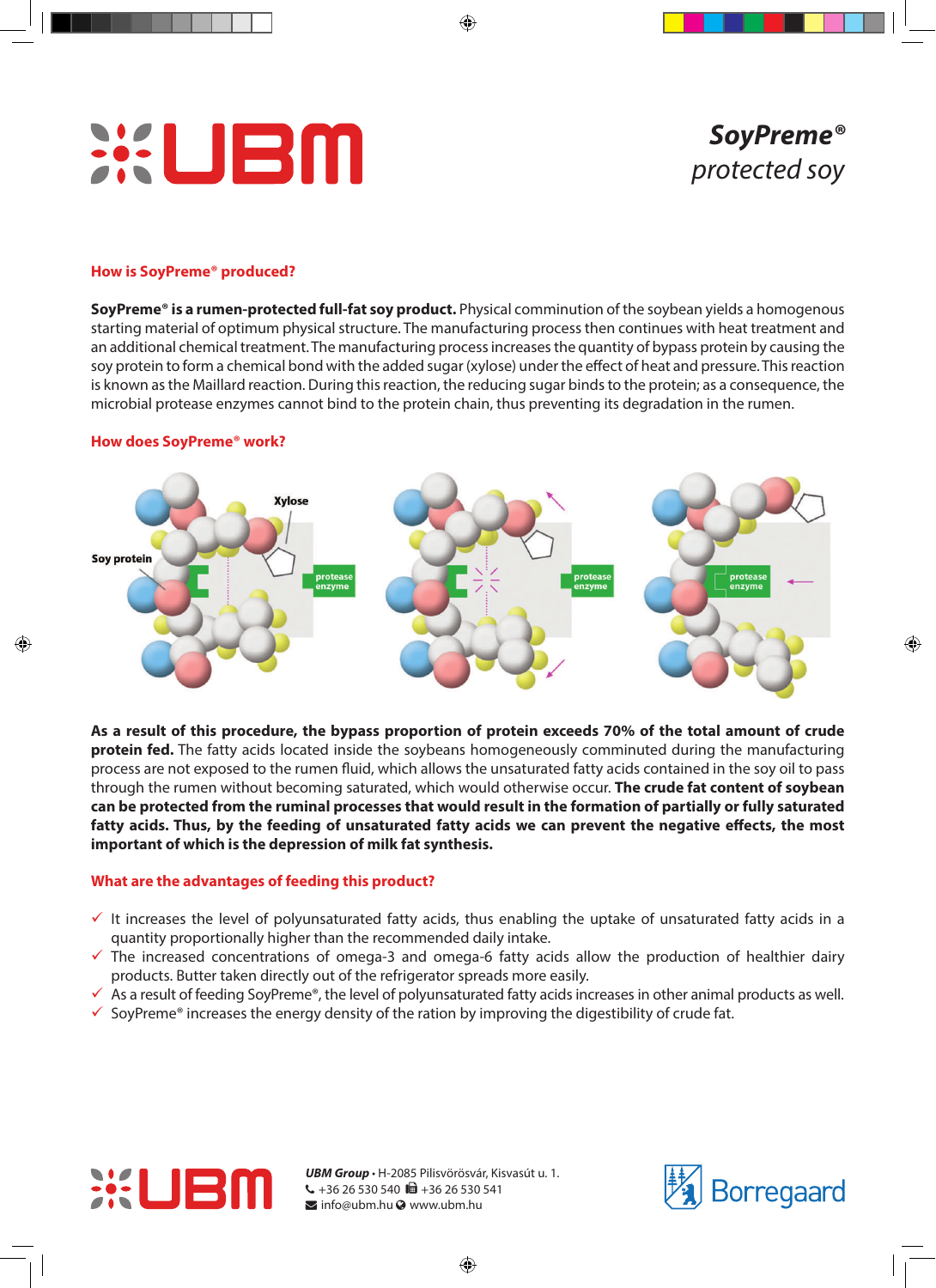# SoyPreme® protected soy

## How is SoyPreme® produced?

**SoyPreme® is a rumen-protected full-fat soy product.** Physical comminution of the soybean yields a homogenous starting material of optimum physical structure. The manufacturing process then continues with heat treatment and an additional chemical treatment. The manufacturing process increases the quantity of bypass protein by causing the soy protein to form a chemical bond with the added sugar (xylose) under the effect of heat and pressure. This reaction is known as the Maillard reaction. During this reaction, the reducing sugar binds to the protein; as a consequence, the microbial protease enzymes cannot bind to the protein chain, thus preventing its degradation in the rumen.

## How does SoyPreme® work?

**As a result of this procedure, the bypass proportion of protein exceeds 70% of the total amount of crude protein fed.** The fatty acids located inside the soybeans homogeneously comminuted during the manufacturing process are not exposed to the rumen fluid, which allows the unsaturated fatty acids contained in the soy oil to pass through the rumen without becoming saturated, which would otherwise occur. **The crude fat content of soybean can be protected from the ruminal processes that would result in the formation of partially or fully saturated fatty acids. Thus, by the feeding of unsaturated fatty acids we can prevent the negative effects, the most important of which is the depression of milk fat synthesis.**

## What are the advantages of feeding this product?

- ✓ It increases the level of polyunsaturated fatty acids, thus enabling the uptake of unsaturated fatty acids in a quantity proportionally higher than the recommended daily intake.
- ✓ The increased concentrations of omega-3 and omega-6 fatty acids allow the production of healthier dairy products. Butter taken directly out of the refrigerator spreads more easily.
- ✓ As a result of feeding SoyPreme®, the level of polyunsaturated fatty acids increases in other animal products as well.
- ✓ SoyPreme® increases the energy density of the ration by improving the digestibility of crude fat.

***UBM Group*** • H-2085 Pilisvörösvár, Kisvasút u. 1.
+36 26 530 540 · +36 26 530 541
info@ubm.hu · www.ubm.hu

Borregaard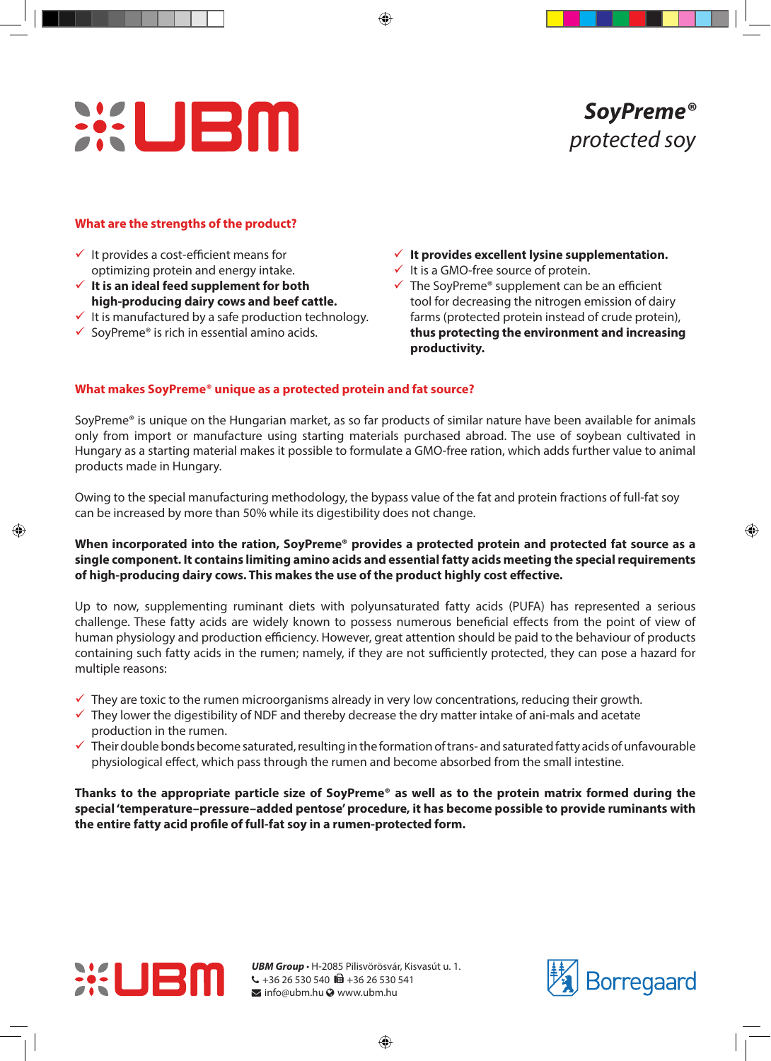# UBM

***SoyPreme®***
*protected soy*

## What are the strengths of the product?

- ✓ It provides a cost-efficient means for optimizing protein and energy intake.
- ✓ **It is an ideal feed supplement for both high-producing dairy cows and beef cattle.**
- ✓ It is manufactured by a safe production technology.
- ✓ SoyPreme® is rich in essential amino acids.
- ✓ **It provides excellent lysine supplementation.**
- ✓ It is a GMO-free source of protein.
- ✓ The SoyPreme® supplement can be an efficient tool for decreasing the nitrogen emission of dairy farms (protected protein instead of crude protein), **thus protecting the environment and increasing productivity.**

## What makes SoyPreme® unique as a protected protein and fat source?

SoyPreme® is unique on the Hungarian market, as so far products of similar nature have been available for animals only from import or manufacture using starting materials purchased abroad. The use of soybean cultivated in Hungary as a starting material makes it possible to formulate a GMO-free ration, which adds further value to animal products made in Hungary.

Owing to the special manufacturing methodology, the bypass value of the fat and protein fractions of full-fat soy can be increased by more than 50% while its digestibility does not change.

**When incorporated into the ration, SoyPreme® provides a protected protein and protected fat source as a single component. It contains limiting amino acids and essential fatty acids meeting the special requirements of high-producing dairy cows. This makes the use of the product highly cost effective.**

Up to now, supplementing ruminant diets with polyunsaturated fatty acids (PUFA) has represented a serious challenge. These fatty acids are widely known to possess numerous beneficial effects from the point of view of human physiology and production efficiency. However, great attention should be paid to the behaviour of products containing such fatty acids in the rumen; namely, if they are not sufficiently protected, they can pose a hazard for multiple reasons:

- ✓ They are toxic to the rumen microorganisms already in very low concentrations, reducing their growth.
- ✓ They lower the digestibility of NDF and thereby decrease the dry matter intake of ani-mals and acetate production in the rumen.
- ✓ Their double bonds become saturated, resulting in the formation of trans- and saturated fatty acids of unfavourable physiological effect, which pass through the rumen and become absorbed from the small intestine.

**Thanks to the appropriate particle size of SoyPreme® as well as to the protein matrix formed during the special 'temperature–pressure–added pentose' procedure, it has become possible to provide ruminants with the entire fatty acid profile of full-fat soy in a rumen-protected form.**

UBM

***UBM Group*** • H-2085 Pilisvörösvár, Kisvasút u. 1.
+36 26 530 540 +36 26 530 541
info@ubm.hu www.ubm.hu

Borregaard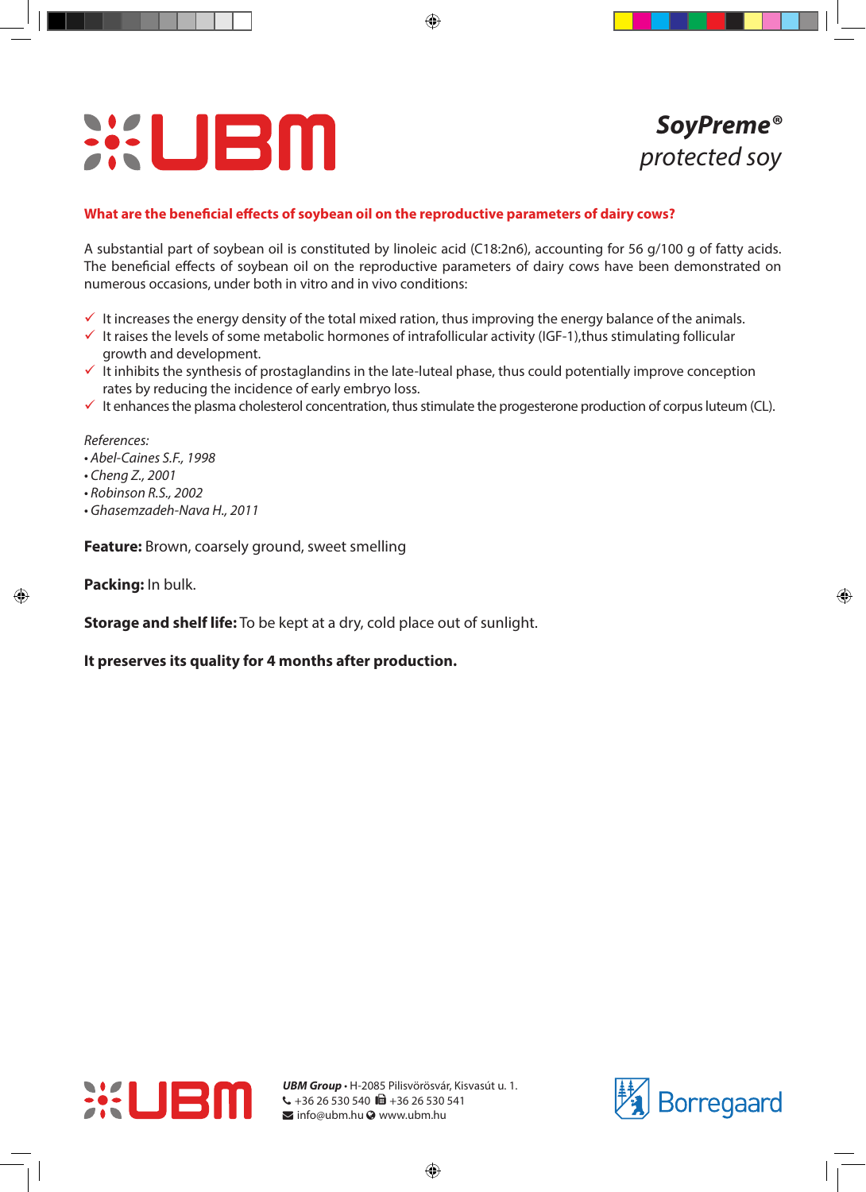**SoyPreme®**
*protected soy*

## What are the beneficial effects of soybean oil on the reproductive parameters of dairy cows?

A substantial part of soybean oil is constituted by linoleic acid (C18:2n6), accounting for 56 g/100 g of fatty acids. The beneficial effects of soybean oil on the reproductive parameters of dairy cows have been demonstrated on numerous occasions, under both in vitro and in vivo conditions:

- ✓ It increases the energy density of the total mixed ration, thus improving the energy balance of the animals.
- ✓ It raises the levels of some metabolic hormones of intrafollicular activity (IGF-1),thus stimulating follicular growth and development.
- ✓ It inhibits the synthesis of prostaglandins in the late-luteal phase, thus could potentially improve conception rates by reducing the incidence of early embryo loss.
- ✓ It enhances the plasma cholesterol concentration, thus stimulate the progesterone production of corpus luteum (CL).

*References:*
- *Abel-Caines S.F., 1998*
- *Cheng Z., 2001*
- *Robinson R.S., 2002*
- *Ghasemzadeh-Nava H., 2011*

**Feature:** Brown, coarsely ground, sweet smelling

**Packing:** In bulk.

**Storage and shelf life:** To be kept at a dry, cold place out of sunlight.

**It preserves its quality for 4 months after production.**

***UBM Group*** • H-2085 Pilisvörösvár, Kisvasút u. 1.
+36 26 530 540 +36 26 530 541
info@ubm.hu www.ubm.hu

Borregaard